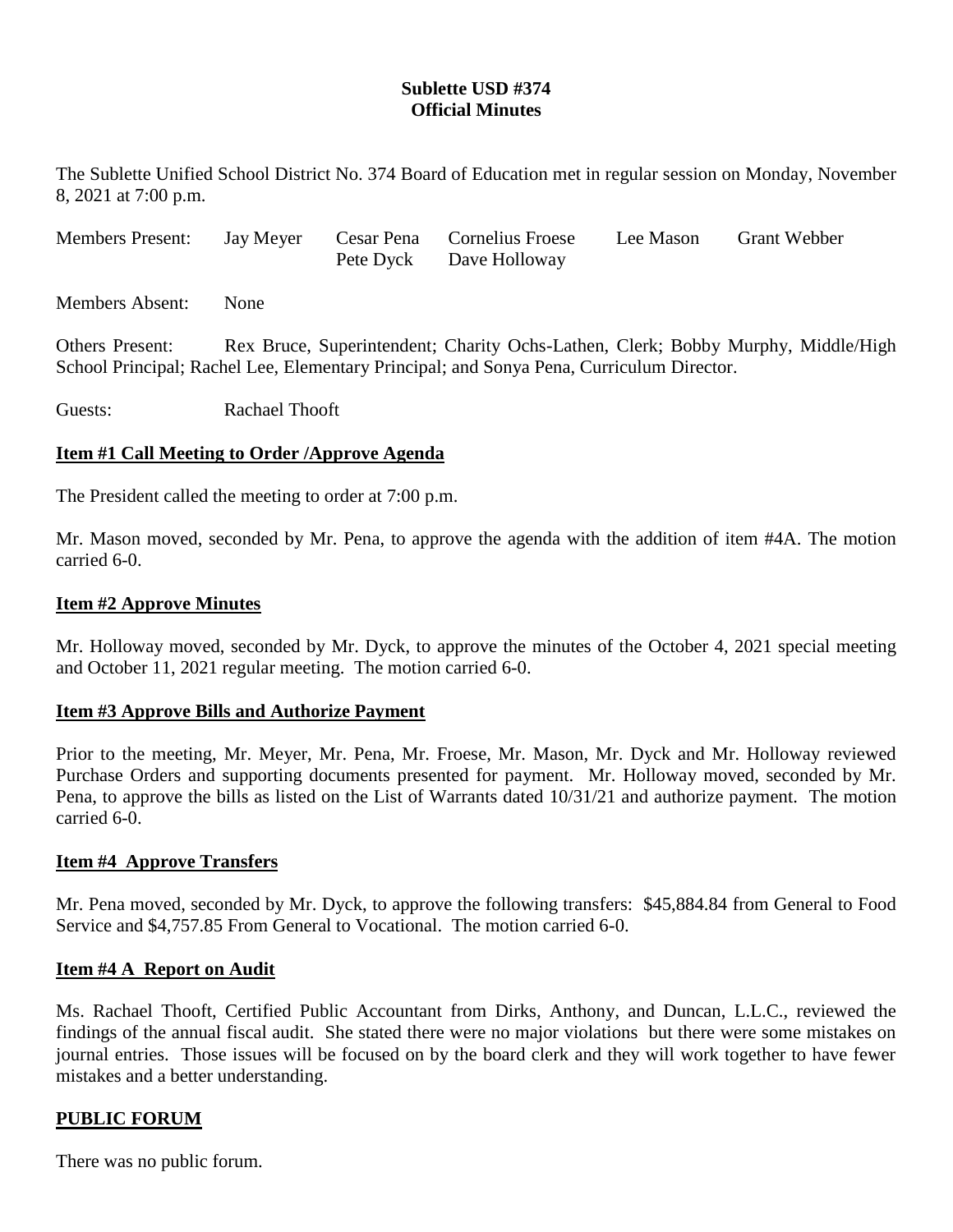**Sublette USD #374**
**Official Minutes**

The Sublette Unified School District No. 374 Board of Education met in regular session on Monday, November 8, 2021 at 7:00 p.m.

| Members Present: | Jay Meyer | Cesar Pena | Cornelius Froese | Lee Mason | Grant Webber |
|---|---|---|---|---|---|
| | | Pete Dyck | Dave Holloway | | |

Members Absent: None

Others Present: Rex Bruce, Superintendent; Charity Ochs-Lathen, Clerk; Bobby Murphy, Middle/High School Principal; Rachel Lee, Elementary Principal; and Sonya Pena, Curriculum Director.

Guests: Rachael Thooft

## Item #1 Call Meeting to Order /Approve Agenda

The President called the meeting to order at 7:00 p.m.

Mr. Mason moved, seconded by Mr. Pena, to approve the agenda with the addition of item #4A. The motion carried 6-0.

## Item #2 Approve Minutes

Mr. Holloway moved, seconded by Mr. Dyck, to approve the minutes of the October 4, 2021 special meeting and October 11, 2021 regular meeting. The motion carried 6-0.

## Item #3 Approve Bills and Authorize Payment

Prior to the meeting, Mr. Meyer, Mr. Pena, Mr. Froese, Mr. Mason, Mr. Dyck and Mr. Holloway reviewed Purchase Orders and supporting documents presented for payment. Mr. Holloway moved, seconded by Mr. Pena, to approve the bills as listed on the List of Warrants dated 10/31/21 and authorize payment. The motion carried 6-0.

## Item #4 Approve Transfers

Mr. Pena moved, seconded by Mr. Dyck, to approve the following transfers: $45,884.84 from General to Food Service and $4,757.85 From General to Vocational. The motion carried 6-0.

## Item #4 A Report on Audit

Ms. Rachael Thooft, Certified Public Accountant from Dirks, Anthony, and Duncan, L.L.C., reviewed the findings of the annual fiscal audit. She stated there were no major violations but there were some mistakes on journal entries. Those issues will be focused on by the board clerk and they will work together to have fewer mistakes and a better understanding.

## PUBLIC FORUM

There was no public forum.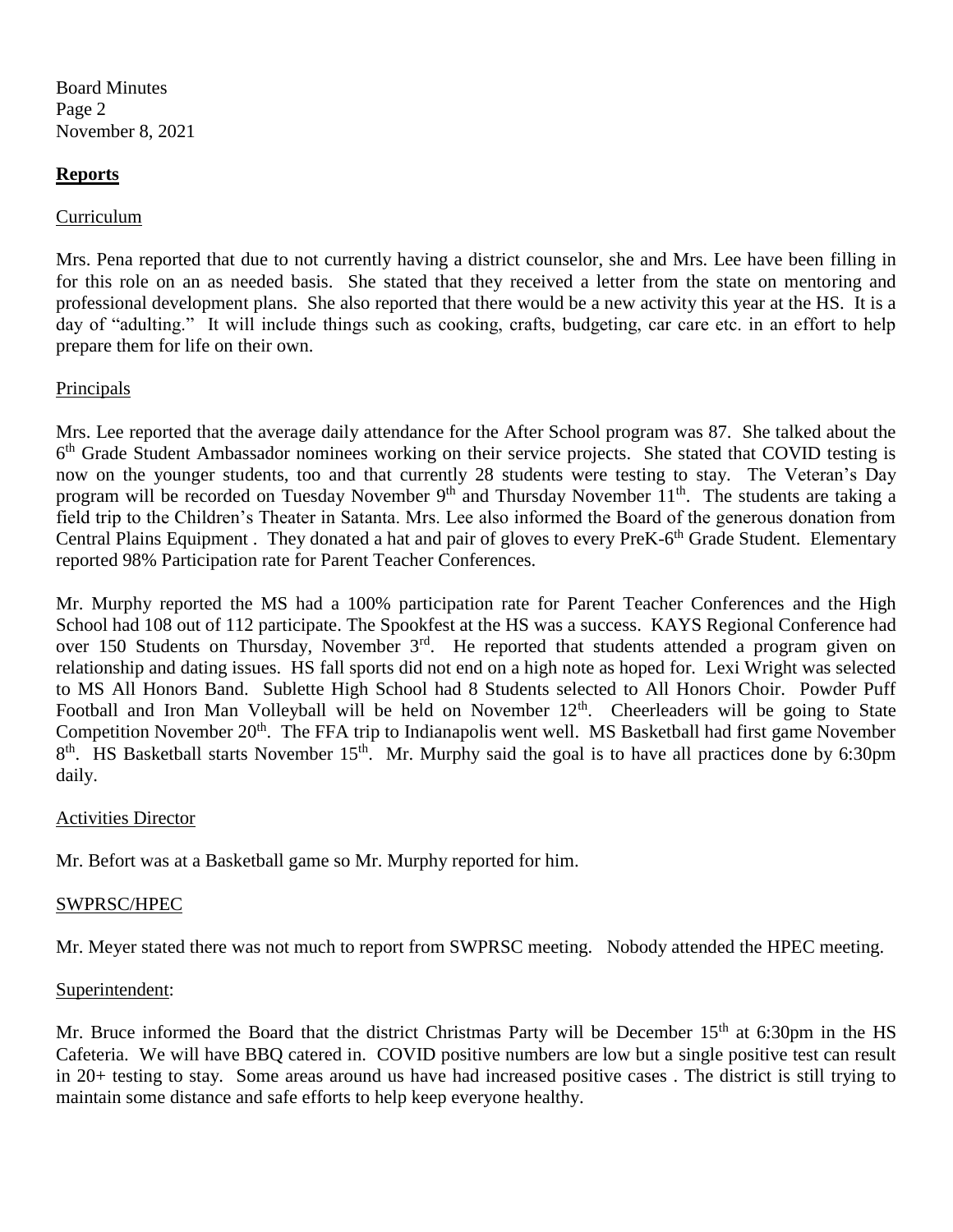## **Reports**

Curriculum

Mrs. Pena reported that due to not currently having a district counselor, she and Mrs. Lee have been filling in for this role on an as needed basis. She stated that they received a letter from the state on mentoring and professional development plans. She also reported that there would be a new activity this year at the HS. It is a day of "adulting." It will include things such as cooking, crafts, budgeting, car care etc. in an effort to help prepare them for life on their own.

Principals

Mrs. Lee reported that the average daily attendance for the After School program was 87. She talked about the 6th Grade Student Ambassador nominees working on their service projects. She stated that COVID testing is now on the younger students, too and that currently 28 students were testing to stay. The Veteran's Day program will be recorded on Tuesday November 9th and Thursday November 11th. The students are taking a field trip to the Children's Theater in Satanta. Mrs. Lee also informed the Board of the generous donation from Central Plains Equipment . They donated a hat and pair of gloves to every PreK-6th Grade Student. Elementary reported 98% Participation rate for Parent Teacher Conferences.

Mr. Murphy reported the MS had a 100% participation rate for Parent Teacher Conferences and the High School had 108 out of 112 participate. The Spookfest at the HS was a success. KAYS Regional Conference had over 150 Students on Thursday, November 3rd. He reported that students attended a program given on relationship and dating issues. HS fall sports did not end on a high note as hoped for. Lexi Wright was selected to MS All Honors Band. Sublette High School had 8 Students selected to All Honors Choir. Powder Puff Football and Iron Man Volleyball will be held on November 12th. Cheerleaders will be going to State Competition November 20th. The FFA trip to Indianapolis went well. MS Basketball had first game November 8th. HS Basketball starts November 15th. Mr. Murphy said the goal is to have all practices done by 6:30pm daily.

Activities Director

Mr. Befort was at a Basketball game so Mr. Murphy reported for him.

SWPRSC/HPEC

Mr. Meyer stated there was not much to report from SWPRSC meeting. Nobody attended the HPEC meeting.

Superintendent:

Mr. Bruce informed the Board that the district Christmas Party will be December 15th at 6:30pm in the HS Cafeteria. We will have BBQ catered in. COVID positive numbers are low but a single positive test can result in 20+ testing to stay. Some areas around us have had increased positive cases . The district is still trying to maintain some distance and safe efforts to help keep everyone healthy.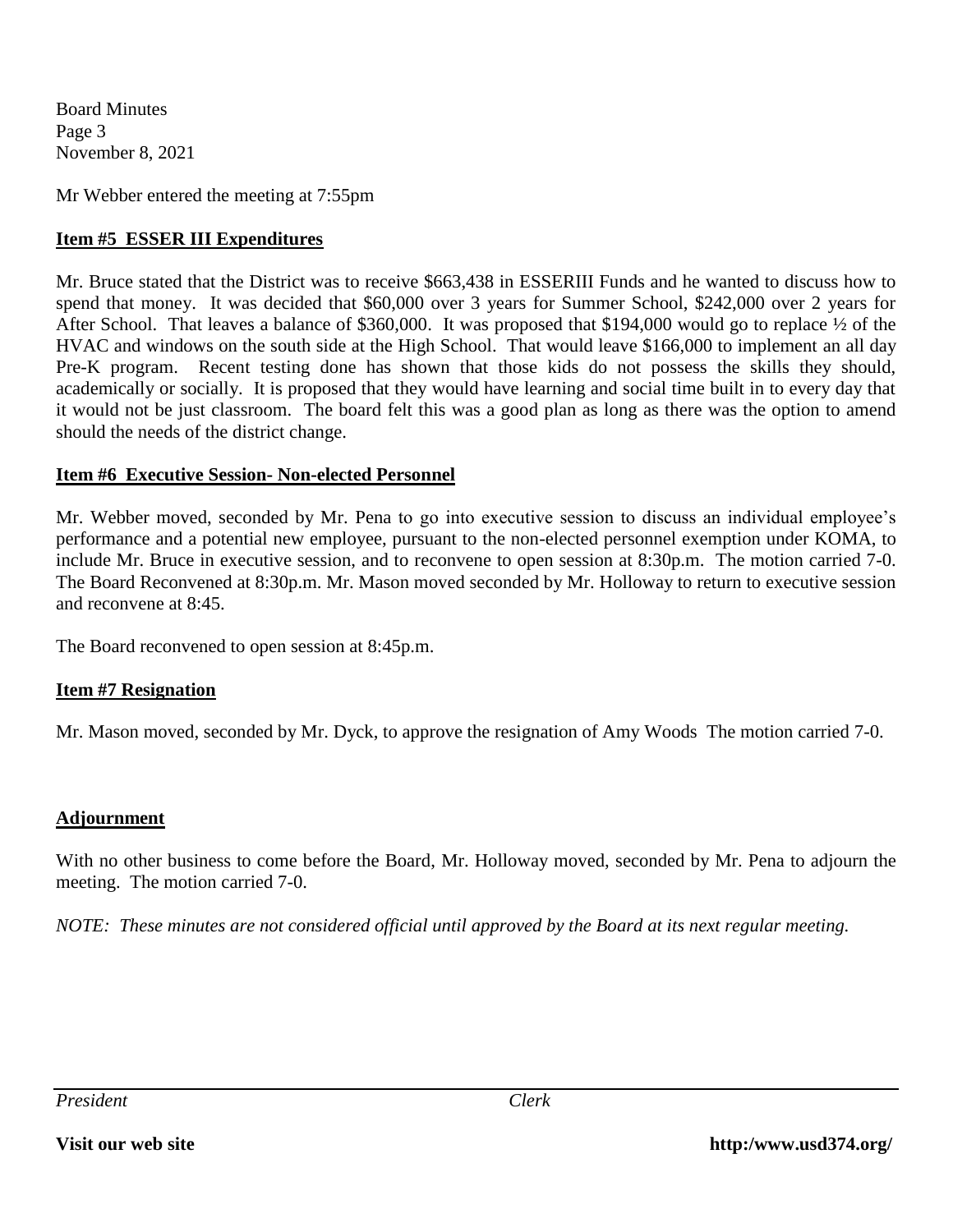Mr Webber entered the meeting at 7:55pm

**Item #5 ESSER III Expenditures**

Mr. Bruce stated that the District was to receive $663,438 in ESSERIII Funds and he wanted to discuss how to spend that money. It was decided that $60,000 over 3 years for Summer School, $242,000 over 2 years for After School. That leaves a balance of $360,000. It was proposed that $194,000 would go to replace ½ of the HVAC and windows on the south side at the High School. That would leave $166,000 to implement an all day Pre-K program. Recent testing done has shown that those kids do not possess the skills they should, academically or socially. It is proposed that they would have learning and social time built in to every day that it would not be just classroom. The board felt this was a good plan as long as there was the option to amend should the needs of the district change.

**Item #6 Executive Session- Non-elected Personnel**

Mr. Webber moved, seconded by Mr. Pena to go into executive session to discuss an individual employee's performance and a potential new employee, pursuant to the non-elected personnel exemption under KOMA, to include Mr. Bruce in executive session, and to reconvene to open session at 8:30p.m. The motion carried 7-0. The Board Reconvened at 8:30p.m. Mr. Mason moved seconded by Mr. Holloway to return to executive session and reconvene at 8:45.

The Board reconvened to open session at 8:45p.m.

**Item #7 Resignation**

Mr. Mason moved, seconded by Mr. Dyck, to approve the resignation of Amy Woods The motion carried 7-0.

**Adjournment**

With no other business to come before the Board, Mr. Holloway moved, seconded by Mr. Pena to adjourn the meeting. The motion carried 7-0.

*NOTE: These minutes are not considered official until approved by the Board at its next regular meeting.*

*President* *Clerk*

**Visit our web site** **http:/www.usd374.org/**